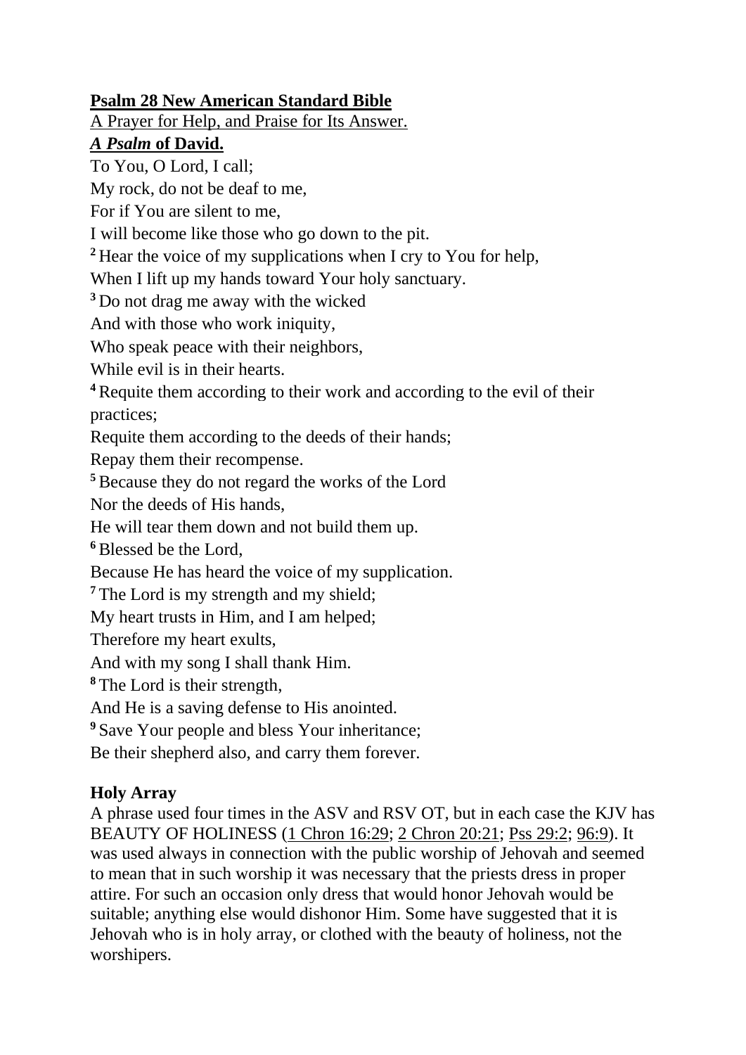**Psalm 28 New American Standard Bible**

A Prayer for Help, and Praise for Its Answer.

***A Psalm* of David.**

To You, O Lord, I call;
My rock, do not be deaf to me,
For if You are silent to me,
I will become like those who go down to the pit.
[2] Hear the voice of my supplications when I cry to You for help,
When I lift up my hands toward Your holy sanctuary.
[3] Do not drag me away with the wicked
And with those who work iniquity,
Who speak peace with their neighbors,
While evil is in their hearts.
[4] Requite them according to their work and according to the evil of their practices;
Requite them according to the deeds of their hands;
Repay them their recompense.
[5] Because they do not regard the works of the Lord
Nor the deeds of His hands,
He will tear them down and not build them up.
[6] Blessed be the Lord,
Because He has heard the voice of my supplication.
[7] The Lord is my strength and my shield;
My heart trusts in Him, and I am helped;
Therefore my heart exults,
And with my song I shall thank Him.
[8] The Lord is their strength,
And He is a saving defense to His anointed.
[9] Save Your people and bless Your inheritance;
Be their shepherd also, and carry them forever.

**Holy Array**

A phrase used four times in the ASV and RSV OT, but in each case the KJV has BEAUTY OF HOLINESS (1 Chron 16:29; 2 Chron 20:21; Pss 29:2; 96:9). It was used always in connection with the public worship of Jehovah and seemed to mean that in such worship it was necessary that the priests dress in proper attire. For such an occasion only dress that would honor Jehovah would be suitable; anything else would dishonor Him. Some have suggested that it is Jehovah who is in holy array, or clothed with the beauty of holiness, not the worshipers.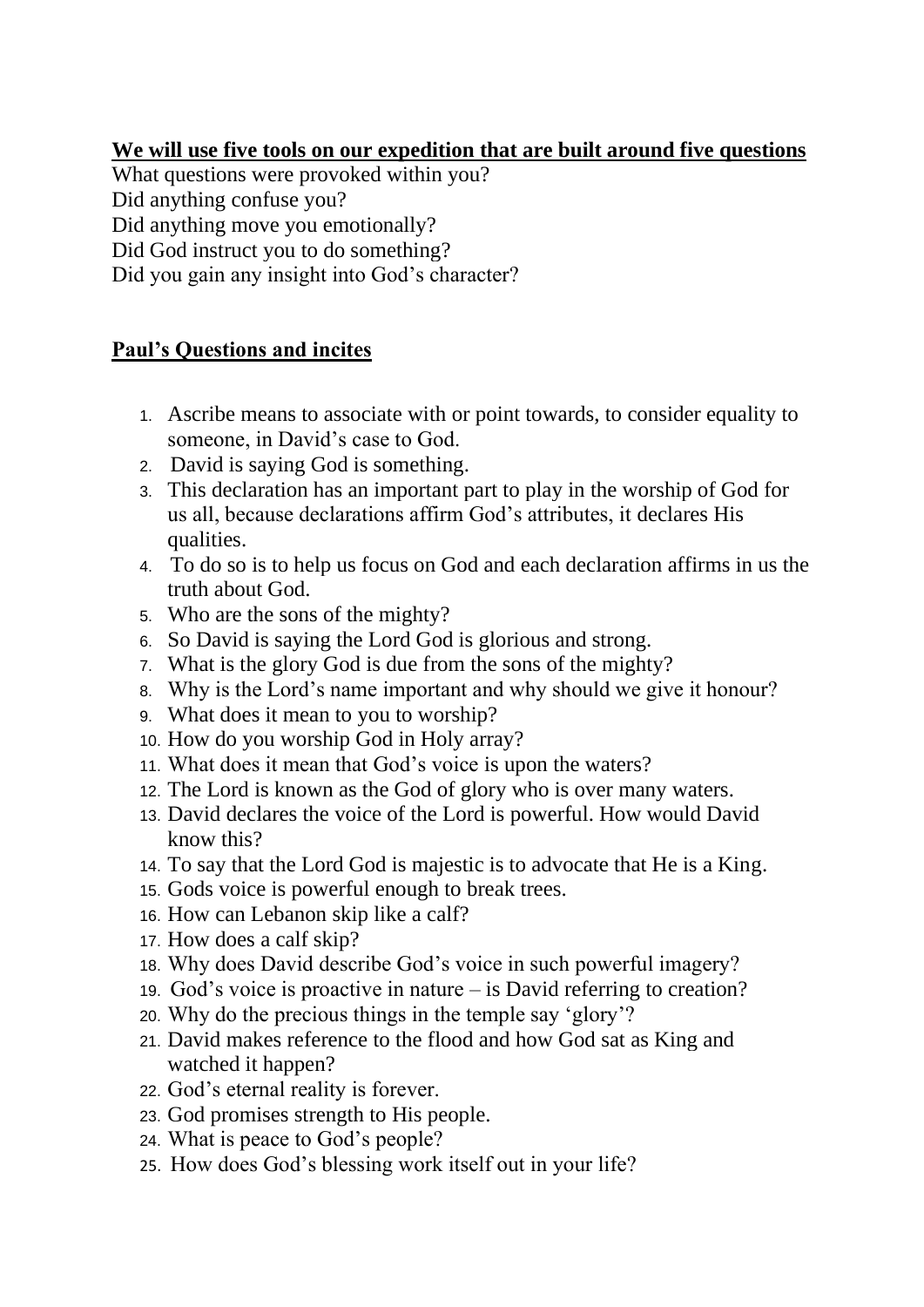**We will use five tools on our expedition that are built around five questions**

What questions were provoked within you?
Did anything confuse you?
Did anything move you emotionally?
Did God instruct you to do something?
Did you gain any insight into God's character?

**Paul's Questions and incites**

1. Ascribe means to associate with or point towards, to consider equality to someone, in David's case to God.
2. David is saying God is something.
3. This declaration has an important part to play in the worship of God for us all, because declarations affirm God's attributes, it declares His qualities.
4. To do so is to help us focus on God and each declaration affirms in us the truth about God.
5. Who are the sons of the mighty?
6. So David is saying the Lord God is glorious and strong.
7. What is the glory God is due from the sons of the mighty?
8. Why is the Lord's name important and why should we give it honour?
9. What does it mean to you to worship?
10. How do you worship God in Holy array?
11. What does it mean that God's voice is upon the waters?
12. The Lord is known as the God of glory who is over many waters.
13. David declares the voice of the Lord is powerful. How would David know this?
14. To say that the Lord God is majestic is to advocate that He is a King.
15. Gods voice is powerful enough to break trees.
16. How can Lebanon skip like a calf?
17. How does a calf skip?
18. Why does David describe God's voice in such powerful imagery?
19. God's voice is proactive in nature – is David referring to creation?
20. Why do the precious things in the temple say 'glory'?
21. David makes reference to the flood and how God sat as King and watched it happen?
22. God's eternal reality is forever.
23. God promises strength to His people.
24. What is peace to God's people?
25. How does God's blessing work itself out in your life?